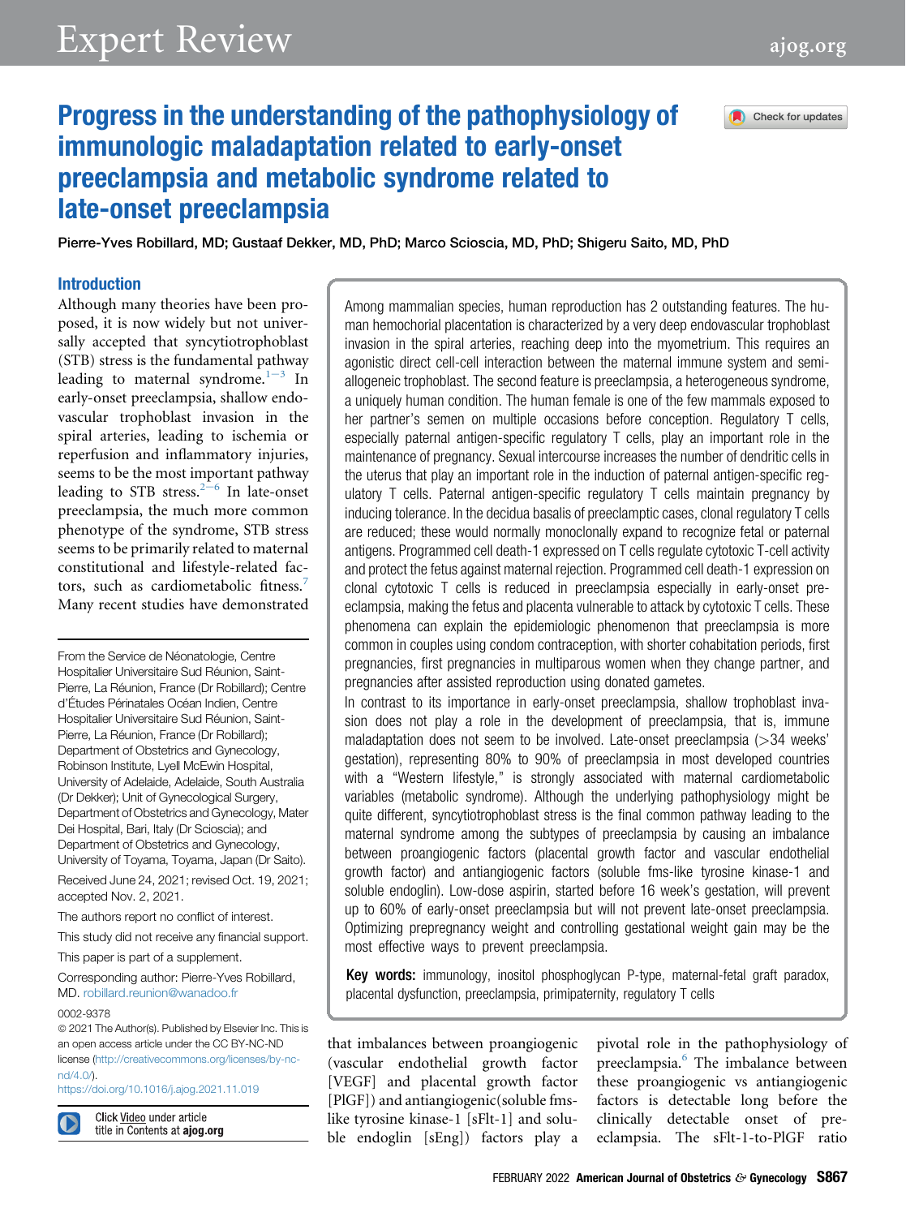# Progress in the understanding of the pathophysiology of immunologic maladaptation related to early-onset preeclampsia and metabolic syndrome related to late-onset preeclampsia

Pierre-Yves Robillard, MD; Gustaaf Dekker, MD, PhD; Marco Scioscia, MD, PhD; Shigeru Saito, MD, PhD

Among mammalian species, human reproduction has 2 outstanding features. The human hemochorial placentation is characterized by a very deep endovascular trophoblast invasion in the spiral arteries, reaching deep into the myometrium. This requires an agonistic direct cell-cell interaction between the maternal immune system and semi-allogeneic trophoblast. The second feature is preeclampsia, a heterogeneous syndrome, a uniquely human condition. The human female is one of the few mammals exposed to her partner's semen on multiple occasions before conception. Regulatory T cells, especially paternal antigen-specific regulatory T cells, play an important role in the maintenance of pregnancy. Sexual intercourse increases the number of dendritic cells in the uterus that play an important role in the induction of paternal antigen-specific regulatory T cells. Paternal antigen-specific regulatory T cells maintain pregnancy by inducing tolerance. In the decidua basalis of preeclamptic cases, clonal regulatory T cells are reduced; these would normally monoclonally expand to recognize fetal or paternal antigens. Programmed cell death-1 expressed on T cells regulate cytotoxic T-cell activity and protect the fetus against maternal rejection. Programmed cell death-1 expression on clonal cytotoxic T cells is reduced in preeclampsia especially in early-onset preeclampsia, making the fetus and placenta vulnerable to attack by cytotoxic T cells. These phenomena can explain the epidemiologic phenomenon that preeclampsia is more common in couples using condom contraception, with shorter cohabitation periods, first pregnancies, first pregnancies in multiparous women when they change partner, and pregnancies after assisted reproduction using donated gametes.

In contrast to its importance in early-onset preeclampsia, shallow trophoblast invasion does not play a role in the development of preeclampsia, that is, immune maladaptation does not seem to be involved. Late-onset preeclampsia (>34 weeks' gestation), representing 80% to 90% of preeclampsia in most developed countries with a "Western lifestyle," is strongly associated with maternal cardiometabolic variables (metabolic syndrome). Although the underlying pathophysiology might be quite different, syncytiotrophoblast stress is the final common pathway leading to the maternal syndrome among the subtypes of preeclampsia by causing an imbalance between proangiogenic factors (placental growth factor and vascular endothelial growth factor) and antiangiogenic factors (soluble fms-like tyrosine kinase-1 and soluble endoglin). Low-dose aspirin, started before 16 week's gestation, will prevent up to 60% of early-onset preeclampsia but will not prevent late-onset preeclampsia. Optimizing prepregnancy weight and controlling gestational weight gain may be the most effective ways to prevent preeclampsia.

**Key words:** immunology, inositol phosphoglycan P-type, maternal-fetal graft paradox, placental dysfunction, preeclampsia, primipaternity, regulatory T cells

## Introduction

Although many theories have been proposed, it is now widely but not universally accepted that syncytiotrophoblast (STB) stress is the fundamental pathway leading to maternal syndrome.[1–3] In early-onset preeclampsia, shallow endovascular trophoblast invasion in the spiral arteries, leading to ischemia or reperfusion and inflammatory injuries, seems to be the most important pathway leading to STB stress.[2–6] In late-onset preeclampsia, the much more common phenotype of the syndrome, STB stress seems to be primarily related to maternal constitutional and lifestyle-related factors, such as cardiometabolic fitness.[7] Many recent studies have demonstrated that imbalances between proangiogenic (vascular endothelial growth factor [VEGF] and placental growth factor [PlGF]) and antiangiogenic (soluble fms-like tyrosine kinase-1 [sFlt-1] and soluble endoglin [sEng]) factors play a pivotal role in the pathophysiology of preeclampsia.[6] The imbalance between these proangiogenic vs antiangiogenic factors is detectable long before the clinically detectable onset of preeclampsia. The sFlt-1-to-PlGF ratio

From the Service de Néonatologie, Centre Hospitalier Universitaire Sud Réunion, Saint-Pierre, La Réunion, France (Dr Robillard); Centre d'Études Périnatales Océan Indien, Centre Hospitalier Universitaire Sud Réunion, Saint-Pierre, La Réunion, France (Dr Robillard); Department of Obstetrics and Gynecology, Robinson Institute, Lyell McEwin Hospital, University of Adelaide, Adelaide, South Australia (Dr Dekker); Unit of Gynecological Surgery, Department of Obstetrics and Gynecology, Mater Dei Hospital, Bari, Italy (Dr Scioscia); and Department of Obstetrics and Gynecology, University of Toyama, Toyama, Japan (Dr Saito).

Received June 24, 2021; revised Oct. 19, 2021; accepted Nov. 2, 2021.

The authors report no conflict of interest.

This study did not receive any financial support.

This paper is part of a supplement.

Corresponding author: Pierre-Yves Robillard, MD. robillard.reunion@wanadoo.fr

0002-9378

© 2021 The Author(s). Published by Elsevier Inc. This is an open access article under the CC BY-NC-ND license (http://creativecommons.org/licenses/by-nc-nd/4.0/).

https://doi.org/10.1016/j.ajog.2021.11.019

Click Video under article title in Contents at **ajog.org**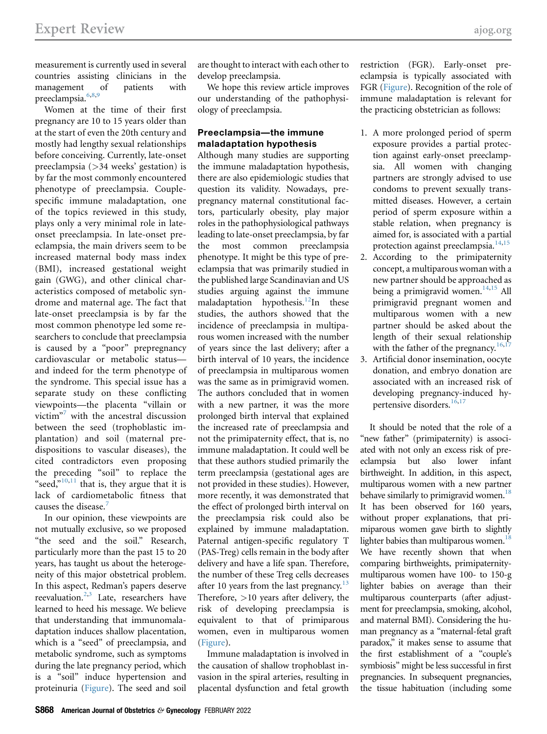measurement is currently used in several countries assisting clinicians in the management of patients with preeclampsia.[6,8,9]

Women at the time of their first pregnancy are 10 to 15 years older than at the start of even the 20th century and mostly had lengthy sexual relationships before conceiving. Currently, late-onset preeclampsia (>34 weeks' gestation) is by far the most commonly encountered phenotype of preeclampsia. Couple-specific immune maladaptation, one of the topics reviewed in this study, plays only a very minimal role in late-onset preeclampsia. In late-onset preeclampsia, the main drivers seem to be increased maternal body mass index (BMI), increased gestational weight gain (GWG), and other clinical characteristics composed of metabolic syndrome and maternal age. The fact that late-onset preeclampsia is by far the most common phenotype led some researchers to conclude that preeclampsia is caused by a "poor" prepregnancy cardiovascular or metabolic status—and indeed for the term phenotype of the syndrome. This special issue has a separate study on these conflicting viewpoints—the placenta "villain or victim"[7] with the ancestral discussion between the seed (trophoblastic implantation) and soil (maternal predispositions to vascular diseases), the cited contradictors even proposing the preceding "soil" to replace the "seed,"[10,11] that is, they argue that it is lack of cardiometabolic fitness that causes the disease.[7]

In our opinion, these viewpoints are not mutually exclusive, so we proposed "the seed and the soil." Research, particularly more than the past 15 to 20 years, has taught us about the heterogeneity of this major obstetrical problem. In this aspect, Redman's papers deserve reevaluation.[2,3] Late, researchers have learned to heed his message. We believe that understanding that immunomaladaptation induces shallow placentation, which is a "seed" of preeclampsia, and metabolic syndrome, such as symptoms during the late pregnancy period, which is a "soil" induce hypertension and proteinuria (Figure). The seed and soil are thought to interact with each other to develop preeclampsia.

We hope this review article improves our understanding of the pathophysiology of preeclampsia.

## Preeclampsia—the immune maladaptation hypothesis

Although many studies are supporting the immune maladaptation hypothesis, there are also epidemiologic studies that question its validity. Nowadays, prepregnancy maternal constitutional factors, particularly obesity, play major roles in the pathophysiological pathways leading to late-onset preeclampsia, by far the most common preeclampsia phenotype. It might be this type of preeclampsia that was primarily studied in the published large Scandinavian and US studies arguing against the immune maladaptation hypothesis.[12]In these studies, the authors showed that the incidence of preeclampsia in multiparous women increased with the number of years since the last delivery; after a birth interval of 10 years, the incidence of preeclampsia in multiparous women was the same as in primigravid women. The authors concluded that in women with a new partner, it was the more prolonged birth interval that explained the increased rate of preeclampsia and not the primipaternity effect, that is, no immune maladaptation. It could well be that these authors studied primarily the term preeclampsia (gestational ages are not provided in these studies). However, more recently, it was demonstrated that the effect of prolonged birth interval on the preeclampsia risk could also be explained by immune maladaptation. Paternal antigen-specific regulatory T (PAS-Treg) cells remain in the body after delivery and have a life span. Therefore, the number of these Treg cells decreases after 10 years from the last pregnancy.[13] Therefore, >10 years after delivery, the risk of developing preeclampsia is equivalent to that of primiparous women, even in multiparous women (Figure).

Immune maladaptation is involved in the causation of shallow trophoblast invasion in the spiral arteries, resulting in placental dysfunction and fetal growth restriction (FGR). Early-onset preeclampsia is typically associated with FGR (Figure). Recognition of the role of immune maladaptation is relevant for the practicing obstetrician as follows:

1. A more prolonged period of sperm exposure provides a partial protection against early-onset preeclampsia. All women with changing partners are strongly advised to use condoms to prevent sexually transmitted diseases. However, a certain period of sperm exposure within a stable relation, when pregnancy is aimed for, is associated with a partial protection against preeclampsia.[14,15]
2. According to the primipaternity concept, a multiparous woman with a new partner should be approached as being a primigravid women.[14,15] All primigravid pregnant women and multiparous women with a new partner should be asked about the length of their sexual relationship with the father of the pregnancy.[16,17]
3. Artificial donor insemination, oocyte donation, and embryo donation are associated with an increased risk of developing pregnancy-induced hypertensive disorders.[16,17]

It should be noted that the role of a "new father" (primipaternity) is associated with not only an excess risk of preeclampsia but also lower infant birthweight. In addition, in this aspect, multiparous women with a new partner behave similarly to primigravid women.[18] It has been observed for 160 years, without proper explanations, that primiparous women gave birth to slightly lighter babies than multiparous women.[18] We have recently shown that when comparing birthweights, primipaternity-multiparous women have 100- to 150-g lighter babies on average than their multiparous counterparts (after adjustment for preeclampsia, smoking, alcohol, and maternal BMI). Considering the human pregnancy as a "maternal-fetal graft paradox," it makes sense to assume that the first establishment of a "couple's symbiosis" might be less successful in first pregnancies. In subsequent pregnancies, the tissue habituation (including some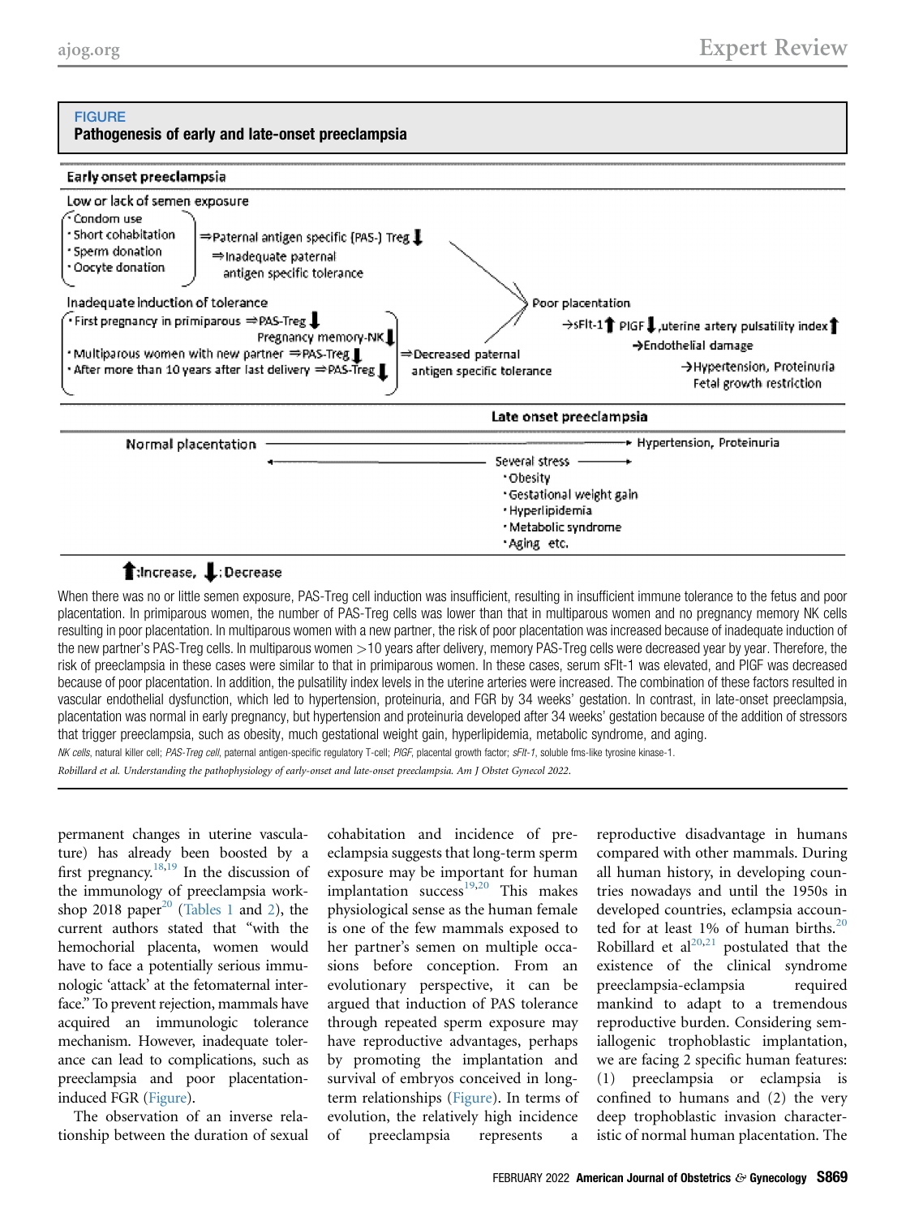**FIGURE**

**Pathogenesis of early and late-onset preeclampsia**

**Early onset preeclampsia**

Low or lack of semen exposure

- Condom use
- Short cohabitation
- Sperm donation
- Oocyte donation

⇒ Paternal antigen specific (PAS-) Treg ↓
⇒ Inadequate paternal antigen specific tolerance

Inadequate induction of tolerance

- First pregnancy in primiparous ⇒ PAS-Treg ↓ Pregnancy memory-NK ↓
- Multiparous women with new partner ⇒ PAS-Treg ↓
- After more than 10 years after last delivery ⇒ PAS-Treg ↓

⇒ Decreased paternal antigen specific tolerance

Poor placentation
→ sFlt-1 ↑ PIGF ↓, uterine artery pulsatility index ↑
→ Endothelial damage
→ Hypertension, Proteinuria
Fetal growth restriction

**Late onset preeclampsia**

Normal placentation → Hypertension, Proteinuria

Several stress

- Obesity
- Gestational weight gain
- Hyperlipidemia
- Metabolic syndrome
- Aging etc.

↑: Increase, ↓: Decrease

When there was no or little semen exposure, PAS-Treg cell induction was insufficient, resulting in insufficient immune tolerance to the fetus and poor placentation. In primiparous women, the number of PAS-Treg cells was lower than that in multiparous women and no pregnancy memory NK cells resulting in poor placentation. In multiparous women with a new partner, the risk of poor placentation was increased because of inadequate induction of the new partner's PAS-Treg cells. In multiparous women >10 years after delivery, memory PAS-Treg cells were decreased year by year. Therefore, the risk of preeclampsia in these cases were similar to that in primiparous women. In these cases, serum sFlt-1 was elevated, and PlGF was decreased because of poor placentation. In addition, the pulsatility index levels in the uterine arteries were increased. The combination of these factors resulted in vascular endothelial dysfunction, which led to hypertension, proteinuria, and FGR by 34 weeks' gestation. In contrast, in late-onset preeclampsia, placentation was normal in early pregnancy, but hypertension and proteinuria developed after 34 weeks' gestation because of the addition of stressors that trigger preeclampsia, such as obesity, much gestational weight gain, hyperlipidemia, metabolic syndrome, and aging.

*NK cells*, natural killer cell; *PAS-Treg cell*, paternal antigen-specific regulatory T-cell; *PlGF*, placental growth factor; *sFlt-1*, soluble fms-like tyrosine kinase-1.

*Robillard et al. Understanding the pathophysiology of early-onset and late-onset preeclampsia. Am J Obstet Gynecol 2022.*

permanent changes in uterine vasculature) has already been boosted by a first pregnancy.[18,19] In the discussion of the immunology of preeclampsia workshop 2018 paper[20] (Tables 1 and 2), the current authors stated that "with the hemochorial placenta, women would have to face a potentially serious immunologic 'attack' at the fetomaternal interface." To prevent rejection, mammals have acquired an immunologic tolerance mechanism. However, inadequate tolerance can lead to complications, such as preeclampsia and poor placentation-induced FGR (Figure).

The observation of an inverse relationship between the duration of sexual cohabitation and incidence of preeclampsia suggests that long-term sperm exposure may be important for human implantation success[19,20] This makes physiological sense as the human female is one of the few mammals exposed to her partner's semen on multiple occasions before conception. From an evolutionary perspective, it can be argued that induction of PAS tolerance through repeated sperm exposure may have reproductive advantages, perhaps by promoting the implantation and survival of embryos conceived in long-term relationships (Figure). In terms of evolution, the relatively high incidence of preeclampsia represents a reproductive disadvantage in humans compared with other mammals. During all human history, in developing countries nowadays and until the 1950s in developed countries, eclampsia accounted for at least 1% of human births.[20] Robillard et al[20,21] postulated that the existence of the clinical syndrome preeclampsia-eclampsia required mankind to adapt to a tremendous reproductive burden. Considering semiallogenic trophoblastic implantation, we are facing 2 specific human features: (1) preeclampsia or eclampsia is confined to humans and (2) the very deep trophoblastic invasion characteristic of normal human placentation. The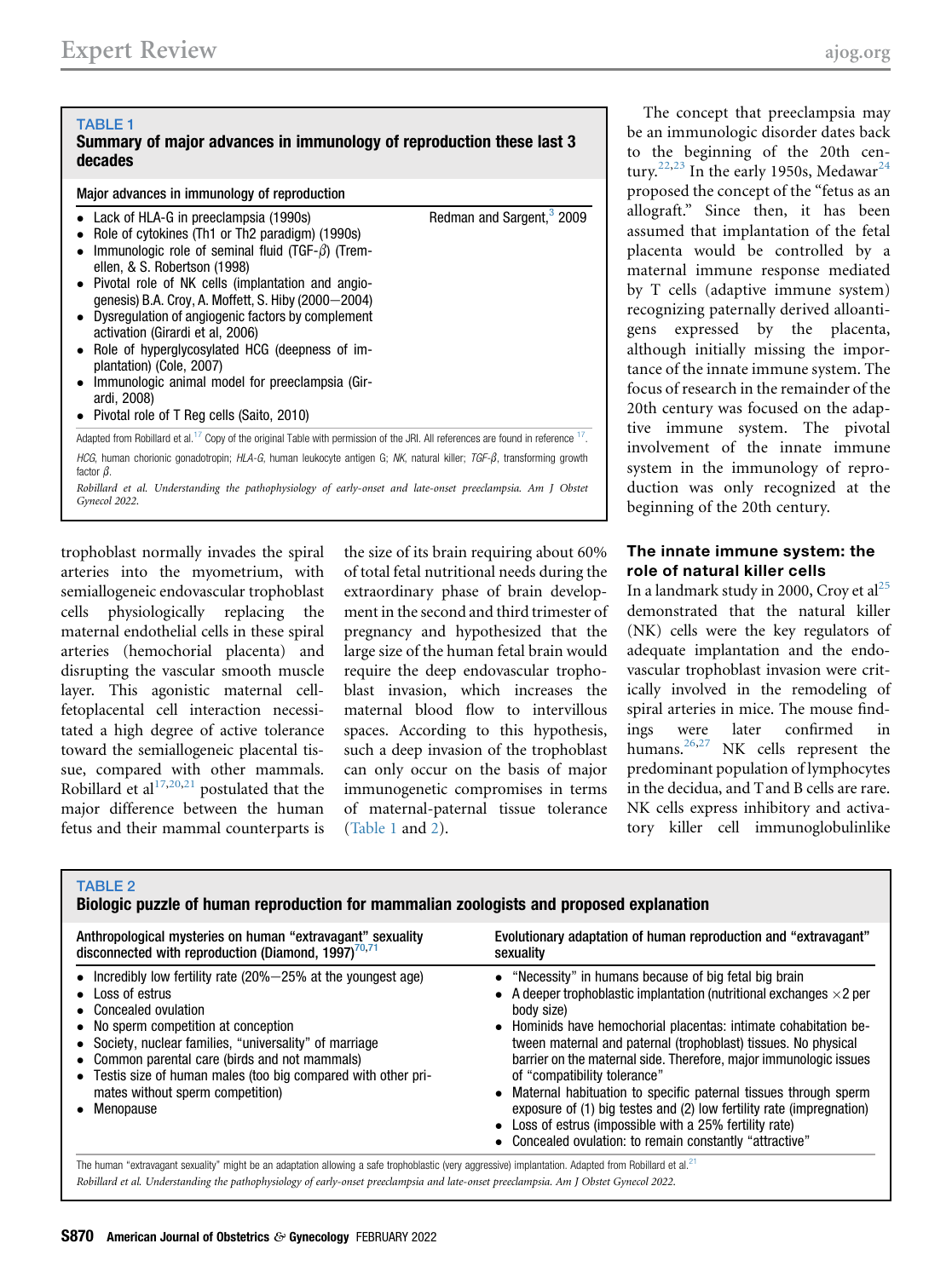**TABLE 1**

**Summary of major advances in immunology of reproduction these last 3 decades**

| Major advances in immunology of reproduction | |
|---|---|
| • Lack of HLA-G in preeclampsia (1990s)<br>• Role of cytokines (Th1 or Th2 paradigm) (1990s)<br>• Immunologic role of seminal fluid (TGF-β) (Tremellen, & S. Robertson (1998)<br>• Pivotal role of NK cells (implantation and angiogenesis) B.A. Croy, A. Moffett, S. Hiby (2000−2004)<br>• Dysregulation of angiogenic factors by complement activation (Girardi et al, 2006)<br>• Role of hyperglycosylated HCG (deepness of implantation) (Cole, 2007)<br>• Immunologic animal model for preeclampsia (Girardi, 2008)<br>• Pivotal role of T Reg cells (Saito, 2010) | Redman and Sargent,[3] 2009 |

Adapted from Robillard et al.[17] Copy of the original Table with permission of the JRI. All references are found in reference [17].

*HCG*, human chorionic gonadotropin; *HLA-G*, human leukocyte antigen G; *NK*, natural killer; *TGF-β*, transforming growth factor β.

*Robillard et al. Understanding the pathophysiology of early-onset and late-onset preeclampsia. Am J Obstet Gynecol 2022.*

trophoblast normally invades the spiral arteries into the myometrium, with semiallogeneic endovascular trophoblast cells physiologically replacing the maternal endothelial cells in these spiral arteries (hemochorial placenta) and disrupting the vascular smooth muscle layer. This agonistic maternal cell-fetoplacental cell interaction necessitated a high degree of active tolerance toward the semiallogeneic placental tissue, compared with other mammals. Robillard et al[17,20,21] postulated that the major difference between the human fetus and their mammal counterparts is the size of its brain requiring about 60% of total fetal nutritional needs during the extraordinary phase of brain development in the second and third trimester of pregnancy and hypothesized that the large size of the human fetal brain would require the deep endovascular trophoblast invasion, which increases the maternal blood flow to intervillous spaces. According to this hypothesis, such a deep invasion of the trophoblast can only occur on the basis of major immunogenetic compromises in terms of maternal-paternal tissue tolerance (Table 1 and 2).

The concept that preeclampsia may be an immunologic disorder dates back to the beginning of the 20th century.[22,23] In the early 1950s, Medawar[24] proposed the concept of the "fetus as an allograft." Since then, it has been assumed that implantation of the fetal placenta would be controlled by a maternal immune response mediated by T cells (adaptive immune system) recognizing paternally derived alloantigens expressed by the placenta, although initially missing the importance of the innate immune system. The focus of research in the remainder of the 20th century was focused on the adaptive immune system. The pivotal involvement of the innate immune system in the immunology of reproduction was only recognized at the beginning of the 20th century.

### The innate immune system: the role of natural killer cells

In a landmark study in 2000, Croy et al[25] demonstrated that the natural killer (NK) cells were the key regulators of adequate implantation and the endovascular trophoblast invasion were critically involved in the remodeling of spiral arteries in mice. The mouse findings were later confirmed in humans.[26,27] NK cells represent the predominant population of lymphocytes in the decidua, and T and B cells are rare. NK cells express inhibitory and activatory killer cell immunoglobulinlike

**TABLE 2**

**Biologic puzzle of human reproduction for mammalian zoologists and proposed explanation**

| Anthropological mysteries on human "extravagant" sexuality disconnected with reproduction (Diamond, 1997)[70,71] | Evolutionary adaptation of human reproduction and "extravagant" sexuality |
|---|---|
| • Incredibly low fertility rate (20%−25% at the youngest age)<br>• Loss of estrus<br>• Concealed ovulation<br>• No sperm competition at conception<br>• Society, nuclear families, "universality" of marriage<br>• Common parental care (birds and not mammals)<br>• Testis size of human males (too big compared with other primates without sperm competition)<br>• Menopause | • "Necessity" in humans because of big fetal big brain<br>• A deeper trophoblastic implantation (nutritional exchanges ×2 per body size)<br>• Hominids have hemochorial placentas: intimate cohabitation between maternal and paternal (trophoblast) tissues. No physical barrier on the maternal side. Therefore, major immunologic issues of "compatibility tolerance"<br>• Maternal habituation to specific paternal tissues through sperm exposure of (1) big testes and (2) low fertility rate (impregnation)<br>• Loss of estrus (impossible with a 25% fertility rate)<br>• Concealed ovulation: to remain constantly "attractive" |

The human "extravagant sexuality" might be an adaptation allowing a safe trophoblastic (very aggressive) implantation. Adapted from Robillard et al.[21]

*Robillard et al. Understanding the pathophysiology of early-onset preeclampsia and late-onset preeclampsia. Am J Obstet Gynecol 2022.*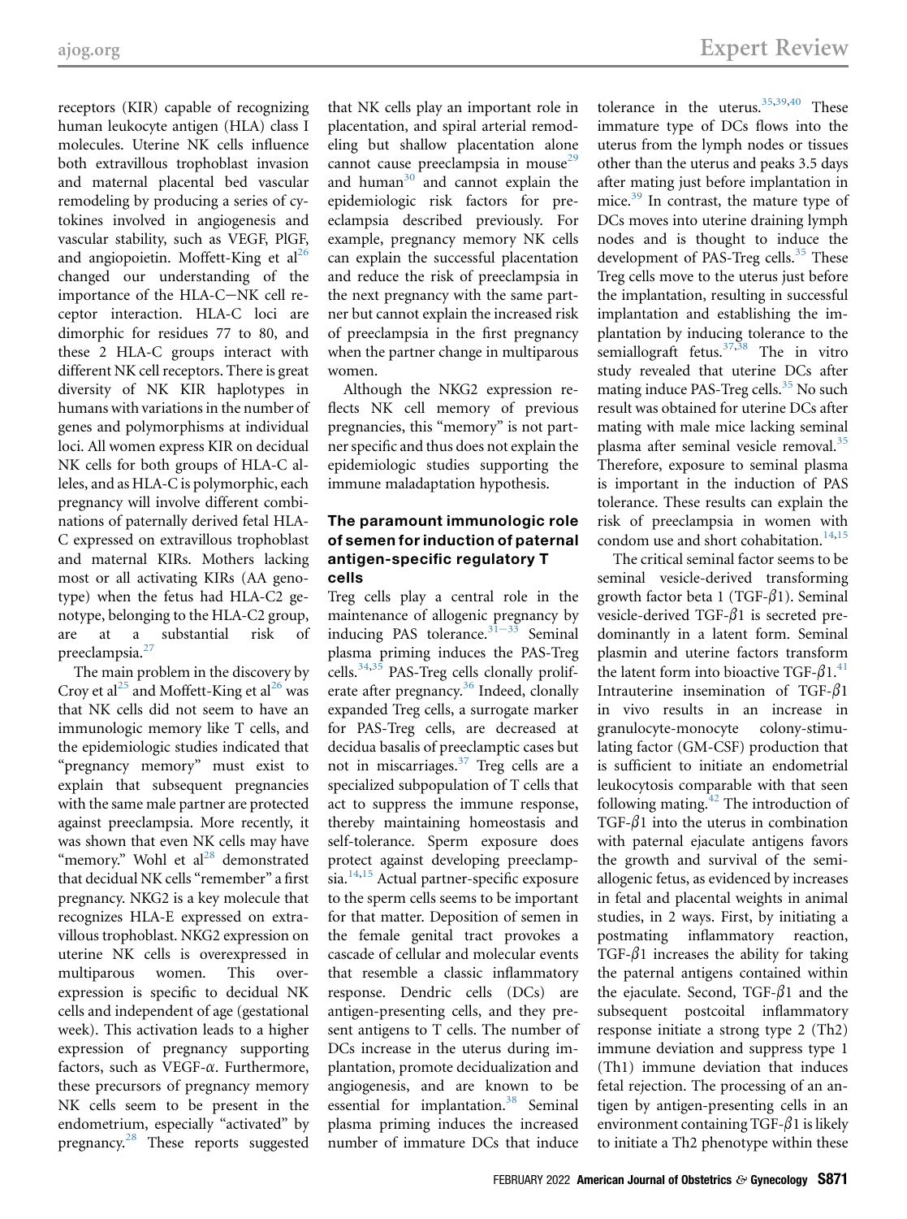receptors (KIR) capable of recognizing human leukocyte antigen (HLA) class I molecules. Uterine NK cells influence both extravillous trophoblast invasion and maternal placental bed vascular remodeling by producing a series of cytokines involved in angiogenesis and vascular stability, such as VEGF, PlGF, and angiopoietin. Moffett-King et al[26] changed our understanding of the importance of the HLA-C−NK cell receptor interaction. HLA-C loci are dimorphic for residues 77 to 80, and these 2 HLA-C groups interact with different NK cell receptors. There is great diversity of NK KIR haplotypes in humans with variations in the number of genes and polymorphisms at individual loci. All women express KIR on decidual NK cells for both groups of HLA-C alleles, and as HLA-C is polymorphic, each pregnancy will involve different combinations of paternally derived fetal HLA-C expressed on extravillous trophoblast and maternal KIRs. Mothers lacking most or all activating KIRs (AA genotype) when the fetus had HLA-C2 genotype, belonging to the HLA-C2 group, are at a substantial risk of preeclampsia.[27]

The main problem in the discovery by Croy et al[25] and Moffett-King et al[26] was that NK cells did not seem to have an immunologic memory like T cells, and the epidemiologic studies indicated that "pregnancy memory" must exist to explain that subsequent pregnancies with the same male partner are protected against preeclampsia. More recently, it was shown that even NK cells may have "memory." Wohl et al[28] demonstrated that decidual NK cells "remember" a first pregnancy. NKG2 is a key molecule that recognizes HLA-E expressed on extravillous trophoblast. NKG2 expression on uterine NK cells is overexpressed in multiparous women. This overexpression is specific to decidual NK cells and independent of age (gestational week). This activation leads to a higher expression of pregnancy supporting factors, such as VEGF-$\alpha$. Furthermore, these precursors of pregnancy memory NK cells seem to be present in the endometrium, especially "activated" by pregnancy.[28] These reports suggested that NK cells play an important role in placentation, and spiral arterial remodeling but shallow placentation alone cannot cause preeclampsia in mouse[29] and human[30] and cannot explain the epidemiologic risk factors for preeclampsia described previously. For example, pregnancy memory NK cells can explain the successful placentation and reduce the risk of preeclampsia in the next pregnancy with the same partner but cannot explain the increased risk of preeclampsia in the first pregnancy when the partner change in multiparous women.

Although the NKG2 expression reflects NK cell memory of previous pregnancies, this "memory" is not partner specific and thus does not explain the epidemiologic studies supporting the immune maladaptation hypothesis.

### The paramount immunologic role of semen for induction of paternal antigen-specific regulatory T cells

Treg cells play a central role in the maintenance of allogenic pregnancy by inducing PAS tolerance.[31−33] Seminal plasma priming induces the PAS-Treg cells.[34,35] PAS-Treg cells clonally proliferate after pregnancy.[36] Indeed, clonally expanded Treg cells, a surrogate marker for PAS-Treg cells, are decreased at decidua basalis of preeclamptic cases but not in miscarriages.[37] Treg cells are a specialized subpopulation of T cells that act to suppress the immune response, thereby maintaining homeostasis and self-tolerance. Sperm exposure does protect against developing preeclampsia.[14,15] Actual partner-specific exposure to the sperm cells seems to be important for that matter. Deposition of semen in the female genital tract provokes a cascade of cellular and molecular events that resemble a classic inflammatory response. Dendritic cells (DCs) are antigen-presenting cells, and they present antigens to T cells. The number of DCs increase in the uterus during implantation, promote decidualization and angiogenesis, and are known to be essential for implantation.[38] Seminal plasma priming induces the increased number of immature DCs that induce tolerance in the uterus.[35,39,40] These immature type of DCs flows into the uterus from the lymph nodes or tissues other than the uterus and peaks 3.5 days after mating just before implantation in mice.[39] In contrast, the mature type of DCs moves into uterine draining lymph nodes and is thought to induce the development of PAS-Treg cells.[35] These Treg cells move to the uterus just before the implantation, resulting in successful implantation and establishing the implantation by inducing tolerance to the semiallograft fetus.[37,38] The in vitro study revealed that uterine DCs after mating induce PAS-Treg cells.[35] No such result was obtained for uterine DCs after mating with male mice lacking seminal plasma after seminal vesicle removal.[35] Therefore, exposure to seminal plasma is important in the induction of PAS tolerance. These results can explain the risk of preeclampsia in women with condom use and short cohabitation.[14,15]

The critical seminal factor seems to be seminal vesicle-derived transforming growth factor beta 1 (TGF-$\beta$1). Seminal vesicle-derived TGF-$\beta$1 is secreted predominantly in a latent form. Seminal plasmin and uterine factors transform the latent form into bioactive TGF-$\beta$1.[41] Intrauterine insemination of TGF-$\beta$1 in vivo results in an increase in granulocyte-monocyte colony-stimulating factor (GM-CSF) production that is sufficient to initiate an endometrial leukocytosis comparable with that seen following mating.[42] The introduction of TGF-$\beta$1 into the uterus in combination with paternal ejaculate antigens favors the growth and survival of the semiallogenic fetus, as evidenced by increases in fetal and placental weights in animal studies, in 2 ways. First, by initiating a postmating inflammatory reaction, TGF-$\beta$1 increases the ability for taking the paternal antigens contained within the ejaculate. Second, TGF-$\beta$1 and the subsequent postcoital inflammatory response initiate a strong type 2 (Th2) immune deviation and suppress type 1 (Th1) immune deviation that induces fetal rejection. The processing of an antigen by antigen-presenting cells in an environment containing TGF-$\beta$1 is likely to initiate a Th2 phenotype within these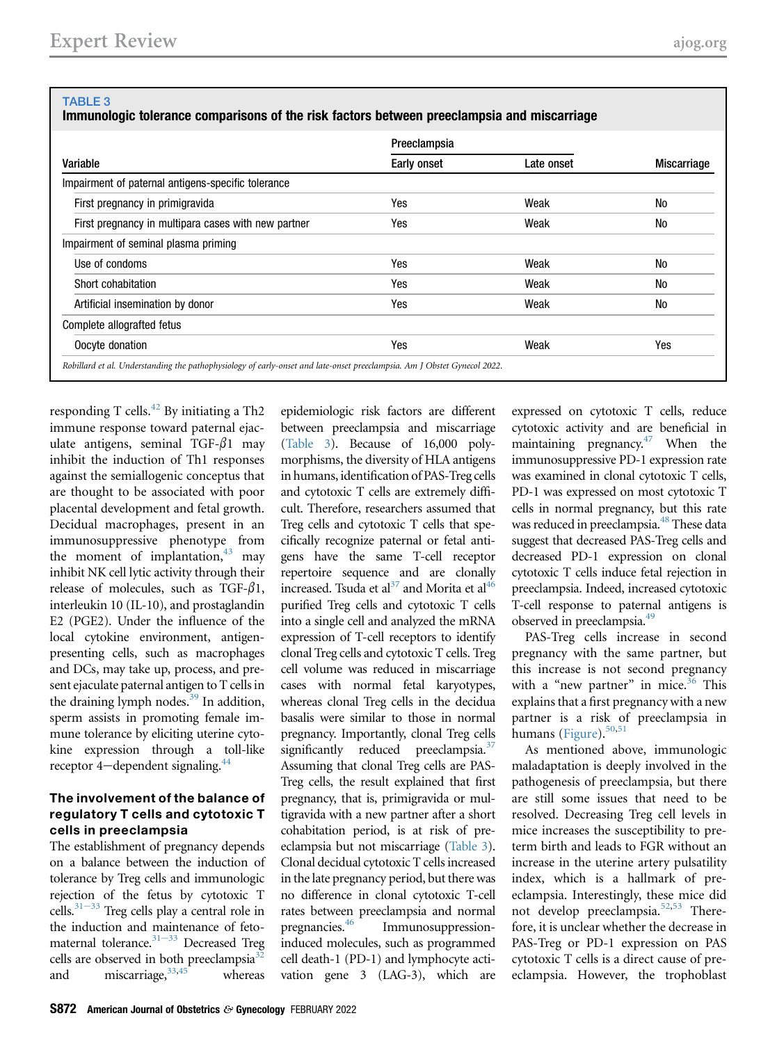**TABLE 3**
**Immunologic tolerance comparisons of the risk factors between preeclampsia and miscarriage**

| Variable | Preeclampsia | | Miscarriage |
|---|---|---|---|
| | Early onset | Late onset | |
| Impairment of paternal antigens-specific tolerance | | | |
| First pregnancy in primigravida | Yes | Weak | No |
| First pregnancy in multipara cases with new partner | Yes | Weak | No |
| Impairment of seminal plasma priming | | | |
| Use of condoms | Yes | Weak | No |
| Short cohabitation | Yes | Weak | No |
| Artificial insemination by donor | Yes | Weak | No |
| Complete allografted fetus | | | |
| Oocyte donation | Yes | Weak | Yes |

*Robillard et al. Understanding the pathophysiology of early-onset and late-onset preeclampsia. Am J Obstet Gynecol 2022.*

responding T cells.[42] By initiating a Th2 immune response toward paternal ejaculate antigens, seminal TGF-$\beta$1 may inhibit the induction of Th1 responses against the semiallogenic conceptus that are thought to be associated with poor placental development and fetal growth. Decidual macrophages, present in an immunosuppressive phenotype from the moment of implantation,[43] may inhibit NK cell lytic activity through their release of molecules, such as TGF-$\beta$1, interleukin 10 (IL-10), and prostaglandin E2 (PGE2). Under the influence of the local cytokine environment, antigen-presenting cells, such as macrophages and DCs, may take up, process, and present ejaculate paternal antigen to T cells in the draining lymph nodes.[39] In addition, sperm assists in promoting female immune tolerance by eliciting uterine cytokine expression through a toll-like receptor 4–dependent signaling.[44]

### The involvement of the balance of regulatory T cells and cytotoxic T cells in preeclampsia

The establishment of pregnancy depends on a balance between the induction of tolerance by Treg cells and immunologic rejection of the fetus by cytotoxic T cells.[31–33] Treg cells play a central role in the induction and maintenance of fetomaternal tolerance.[31–33] Decreased Treg cells are observed in both preeclampsia[32] and miscarriage,[33,45] whereas epidemiologic risk factors are different between preeclampsia and miscarriage (Table 3). Because of 16,000 polymorphisms, the diversity of HLA antigens in humans, identification of PAS-Treg cells and cytotoxic T cells are extremely difficult. Therefore, researchers assumed that Treg cells and cytotoxic T cells that specifically recognize paternal or fetal antigens have the same T-cell receptor repertoire sequence and are clonally increased. Tsuda et al[37] and Morita et al[46] purified Treg cells and cytotoxic T cells into a single cell and analyzed the mRNA expression of T-cell receptors to identify clonal Treg cells and cytotoxic T cells. Treg cell volume was reduced in miscarriage cases with normal fetal karyotypes, whereas clonal Treg cells in the decidua basalis were similar to those in normal pregnancy. Importantly, clonal Treg cells significantly reduced preeclampsia.[37] Assuming that clonal Treg cells are PAS-Treg cells, the result explained that first pregnancy, that is, primigravida or multigravida with a new partner after a short cohabitation period, is at risk of preeclampsia but not miscarriage (Table 3). Clonal decidual cytotoxic T cells increased in the late pregnancy period, but there was no difference in clonal cytotoxic T-cell rates between preeclampsia and normal pregnancies.[46] Immunosuppression-induced molecules, such as programmed cell death-1 (PD-1) and lymphocyte activation gene 3 (LAG-3), which are expressed on cytotoxic T cells, reduce cytotoxic activity and are beneficial in maintaining pregnancy.[47] When the immunosuppressive PD-1 expression rate was examined in clonal cytotoxic T cells, PD-1 was expressed on most cytotoxic T cells in normal pregnancy, but this rate was reduced in preeclampsia.[48] These data suggest that decreased PAS-Treg cells and decreased PD-1 expression on clonal cytotoxic T cells induce fetal rejection in preeclampsia. Indeed, increased cytotoxic T-cell response to paternal antigens is observed in preeclampsia.[49]

PAS-Treg cells increase in second pregnancy with the same partner, but this increase is not second pregnancy with a "new partner" in mice.[36] This explains that a first pregnancy with a new partner is a risk of preeclampsia in humans (Figure).[50,51]

As mentioned above, immunologic maladaptation is deeply involved in the pathogenesis of preeclampsia, but there are still some issues that need to be resolved. Decreasing Treg cell levels in mice increases the susceptibility to preterm birth and leads to FGR without an increase in the uterine artery pulsatility index, which is a hallmark of preeclampsia. Interestingly, these mice did not develop preeclampsia.[52,53] Therefore, it is unclear whether the decrease in PAS-Treg or PD-1 expression on PAS cytotoxic T cells is a direct cause of preeclampsia. However, the trophoblast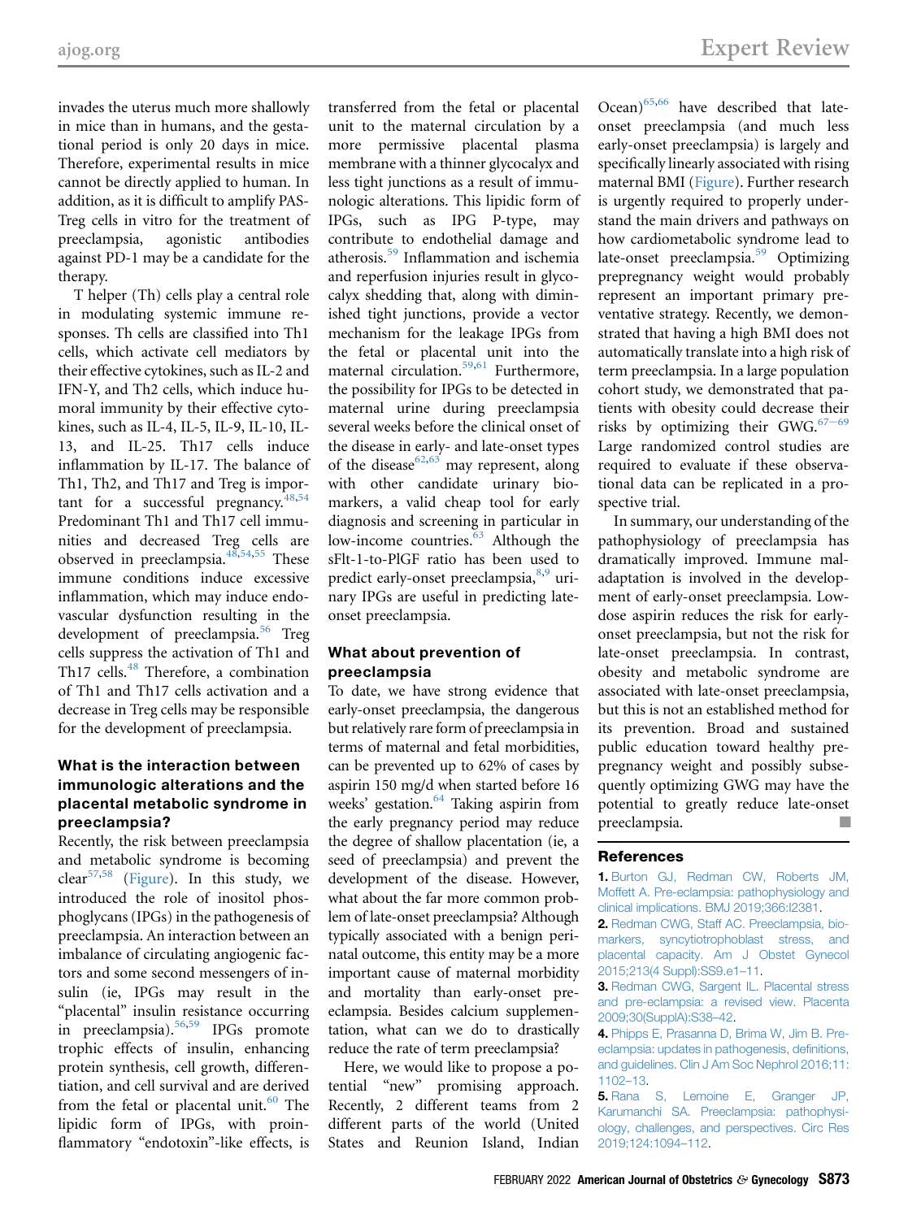invades the uterus much more shallowly in mice than in humans, and the gestational period is only 20 days in mice. Therefore, experimental results in mice cannot be directly applied to human. In addition, as it is difficult to amplify PAS-Treg cells in vitro for the treatment of preeclampsia, agonistic antibodies against PD-1 may be a candidate for the therapy.

T helper (Th) cells play a central role in modulating systemic immune responses. Th cells are classified into Th1 cells, which activate cell mediators by their effective cytokines, such as IL-2 and IFN-Y, and Th2 cells, which induce humoral immunity by their effective cytokines, such as IL-4, IL-5, IL-9, IL-10, IL-13, and IL-25. Th17 cells induce inflammation by IL-17. The balance of Th1, Th2, and Th17 and Treg is important for a successful pregnancy.[48,54] Predominant Th1 and Th17 cell immunities and decreased Treg cells are observed in preeclampsia.[48,54,55] These immune conditions induce excessive inflammation, which may induce endovascular dysfunction resulting in the development of preeclampsia.[56] Treg cells suppress the activation of Th1 and Th17 cells.[48] Therefore, a combination of Th1 and Th17 cells activation and a decrease in Treg cells may be responsible for the development of preeclampsia.

## What is the interaction between immunologic alterations and the placental metabolic syndrome in preeclampsia?

Recently, the risk between preeclampsia and metabolic syndrome is becoming clear[57,58] (Figure). In this study, we introduced the role of inositol phosphoglycans (IPGs) in the pathogenesis of preeclampsia. An interaction between an imbalance of circulating angiogenic factors and some second messengers of insulin (ie, IPGs may result in the "placental" insulin resistance occurring in preeclampsia).[56,59] IPGs promote trophic effects of insulin, enhancing protein synthesis, cell growth, differentiation, and cell survival and are derived from the fetal or placental unit.[60] The lipidic form of IPGs, with proinflammatory "endotoxin"-like effects, is transferred from the fetal or placental unit to the maternal circulation by a more permissive placental plasma membrane with a thinner glycocalyx and less tight junctions as a result of immunologic alterations. This lipidic form of IPGs, such as IPG P-type, may contribute to endothelial damage and atherosis.[59] Inflammation and ischemia and reperfusion injuries result in glycocalyx shedding that, along with diminished tight junctions, provide a vector mechanism for the leakage IPGs from the fetal or placental unit into the maternal circulation.[59,61] Furthermore, the possibility for IPGs to be detected in maternal urine during preeclampsia several weeks before the clinical onset of the disease in early- and late-onset types of the disease[62,63] may represent, along with other candidate urinary biomarkers, a valid cheap tool for early diagnosis and screening in particular in low-income countries.[63] Although the sFlt-1-to-PlGF ratio has been used to predict early-onset preeclampsia,[8,9] urinary IPGs are useful in predicting late-onset preeclampsia.

## What about prevention of preeclampsia

To date, we have strong evidence that early-onset preeclampsia, the dangerous but relatively rare form of preeclampsia in terms of maternal and fetal morbidities, can be prevented up to 62% of cases by aspirin 150 mg/d when started before 16 weeks' gestation.[64] Taking aspirin from the early pregnancy period may reduce the degree of shallow placentation (ie, a seed of preeclampsia) and prevent the development of the disease. However, what about the far more common problem of late-onset preeclampsia? Although typically associated with a benign perinatal outcome, this entity may be a more important cause of maternal morbidity and mortality than early-onset preeclampsia. Besides calcium supplementation, what can we do to drastically reduce the rate of term preeclampsia?

Here, we would like to propose a potential "new" promising approach. Recently, 2 different teams from 2 different parts of the world (United States and Reunion Island, Indian Ocean)[65,66] have described that late-onset preeclampsia (and much less early-onset preeclampsia) is largely and specifically linearly associated with rising maternal BMI (Figure). Further research is urgently required to properly understand the main drivers and pathways on how cardiometabolic syndrome lead to late-onset preeclampsia.[59] Optimizing prepregnancy weight would probably represent an important primary preventative strategy. Recently, we demonstrated that having a high BMI does not automatically translate into a high risk of term preeclampsia. In a large population cohort study, we demonstrated that patients with obesity could decrease their risks by optimizing their GWG.[67–69] Large randomized control studies are required to evaluate if these observational data can be replicated in a prospective trial.

In summary, our understanding of the pathophysiology of preeclampsia has dramatically improved. Immune maladaptation is involved in the development of early-onset preeclampsia. Low-dose aspirin reduces the risk for early-onset preeclampsia, but not the risk for late-onset preeclampsia. In contrast, obesity and metabolic syndrome are associated with late-onset preeclampsia, but this is not an established method for its prevention. Broad and sustained public education toward healthy prepregnancy weight and possibly subsequently optimizing GWG may have the potential to greatly reduce late-onset preeclampsia. ∎

## References

1. Burton GJ, Redman CW, Roberts JM, Moffett A. Pre-eclampsia: pathophysiology and clinical implications. BMJ 2019;366:l2381.
2. Redman CWG, Staff AC. Preeclampsia, biomarkers, syncytiotrophoblast stress, and placental capacity. Am J Obstet Gynecol 2015;213(4 Suppl):S9.e1–11.
3. Redman CWG, Sargent IL. Placental stress and pre-eclampsia: a revised view. Placenta 2009;30(SupplA):S38–42.
4. Phipps E, Prasanna D, Brima W, Jim B. Preeclampsia: updates in pathogenesis, definitions, and guidelines. Clin J Am Soc Nephrol 2016;11:1102–13.
5. Rana S, Lemoine E, Granger JP, Karumanchi SA. Preeclampsia: pathophysiology, challenges, and perspectives. Circ Res 2019;124:1094–112.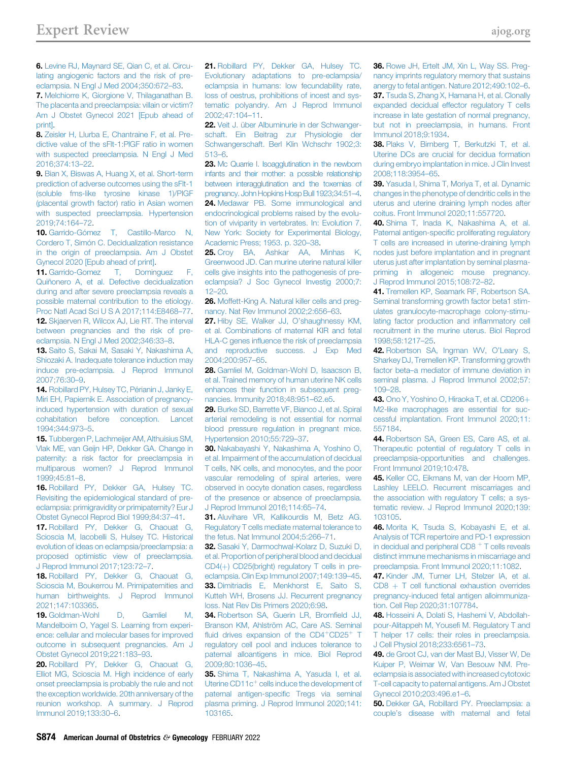6. Levine RJ, Maynard SE, Qian C, et al. Circulating angiogenic factors and the risk of preeclampsia. N Engl J Med 2004;350:672–83.

7. Melchiorre K, Giorgione V, Thilaganathan B. The placenta and preeclampsia: villain or victim? Am J Obstet Gynecol 2021 [Epub ahead of print].

8. Zeisler H, Llurba E, Chantraine F, et al. Predictive value of the sFlt-1:PlGF ratio in women with suspected preeclampsia. N Engl J Med 2016;374:13–22.

9. Bian X, Biswas A, Huang X, et al. Short-term prediction of adverse outcomes using the sFlt-1 (soluble fms-like tyrosine kinase 1)/PlGF (placental growth factor) ratio in Asian women with suspected preeclampsia. Hypertension 2019;74:164–72.

10. Garrido-Gómez T, Castillo-Marco N, Cordero T, Simón C. Decidualization resistance in the origin of preeclampsia. Am J Obstet Gynecol 2020 [Epub ahead of print].

11. Garrido-Gomez T, Dominguez F, Quiñonero A, et al. Defective decidualization during and after severe preeclampsia reveals a possible maternal contribution to the etiology. Proc Natl Acad Sci U S A 2017;114:E8468–77.

12. Skjaerven R, Wilcox AJ, Lie RT. The interval between pregnancies and the risk of preeclampsia. N Engl J Med 2002;346:33–8.

13. Saito S, Sakai M, Sasaki Y, Nakashima A, Shiozaki A. Inadequate tolerance induction may induce pre-eclampsia. J Reprod Immunol 2007;76:30–9.

14. Robillard PY, Hulsey TC, Périanin J, Janky E, Miri EH, Papiernik E. Association of pregnancy-induced hypertension with duration of sexual cohabitation before conception. Lancet 1994;344:973–5.

15. Tubbergen P, Lachmeijer AM, Althuisius SM, Vlak ME, van Geijn HP, Dekker GA. Change in paternity: a risk factor for preeclampsia in multiparous women? J Reprod Immunol 1999;45:81–8.

16. Robillard PY, Dekker GA, Hulsey TC. Revisiting the epidemiological standard of preeclampsia: primigravidity or primipaternity? Eur J Obstet Gynecol Reprod Biol 1999;84:37–41.

17. Robillard PY, Dekker GA, Chaouat G, Scioscia M, Iacobelli S, Hulsey TC. Historical evolution of ideas on eclampsia/preeclampsia: a proposed optimistic view of preeclampsia. J Reprod Immunol 2017;123:72–7.

18. Robillard PY, Dekker G, Chaouat G, Scioscia M, Boukerrou M. Primipaternities and human birthweights. J Reprod Immunol 2021;147:103365.

19. Goldman-Wohl D, Gamliel M, Mandelboim O, Yagel S. Learning from experience: cellular and molecular bases for improved outcome in subsequent pregnancies. Am J Obstet Gynecol 2019;221:183–93.

20. Robillard PY, Dekker G, Chaouat G, Elliot MG, Scioscia M. High incidence of early onset preeclampsia is probably the rule and not the exception worldwide. 20th anniversary of the reunion workshop. A summary. J Reprod Immunol 2019;133:30–6.

21. Robillard PY, Dekker GA, Hulsey TC. Evolutionary adaptations to pre-eclampsia/eclampsia in humans: low fecundability rate, loss of oestrus, prohibitions of incest and systematic polyandry. Am J Reprod Immunol 2002;47:104–11.

22. Veit J. über Albuminurie in der Schwangerschaft. Ein Beitrag zur Physiologie der Schwangerschaft. Berl Klin Wchschr 1902;3:513–6.

23. Mc Quarrie I. Isoagglutination in the newborn infants and their mother: a possible relationship between interagglutination and the toxemias of pregnancy. John Hopkins Hosp Bull 1923;34:51–4.

24. Medawar PB. Some immunological and endocrinological problems raised by the evolution of viviparity in vertebrates. In: Evolution 7. New York: Society for Experimental Biology, Academic Press; 1953. p. 320–38.

25. Croy BA, Ashkar AA, Minhas K, Greenwood JD. Can murine uterine natural killer cells give insights into the pathogenesis of preeclampsia? J Soc Gynecol Investig 2000;7:12–20.

26. Moffett-King A. Natural killer cells and pregnancy. Nat Rev Immunol 2002;2:656–63.

27. Hiby SE, Walker JJ, O'shaughnessy KM, et al. Combinations of maternal KIR and fetal HLA-C genes influence the risk of preeclampsia and reproductive success. J Exp Med 2004;200:957–65.

28. Gamliel M, Goldman-Wohl D, Isaacson B, et al. Trained memory of human uterine NK cells enhances their function in subsequent pregnancies. Immunity 2018;48:951–62.e5.

29. Burke SD, Barrette VF, Bianco J, et al. Spiral arterial remodeling is not essential for normal blood pressure regulation in pregnant mice. Hypertension 2010;55:729–37.

30. Nakabayashi Y, Nakashima A, Yoshino O, et al. Impairment of the accumulation of decidual T cells, NK cells, and monocytes, and the poor vascular remodeling of spiral arteries, were observed in oocyte donation cases, regardless of the presence or absence of preeclampsia. J Reprod Immunol 2016;114:65–74.

31. Aluvihare VR, Kallikourdis M, Betz AG. Regulatory T cells mediate maternal tolerance to the fetus. Nat Immunol 2004;5:266–71.

32. Sasaki Y, Darmochwal-Kolarz D, Suzuki D, et al. Proportion of peripheral blood and decidual CD4(+) CD25(bright) regulatory T cells in preeclampsia. Clin Exp Immunol 2007;149:139–45.

33. Dimitriadis E, Menkhorst E, Saito S, Kutteh WH, Brosens JJ. Recurrent pregnancy loss. Nat Rev Dis Primers 2020;6:98.

34. Robertson SA, Guerin LR, Bromfield JJ, Branson KM, Ahlström AC, Care AS. Seminal fluid drives expansion of the $CD4^+CD25^+$ T regulatory cell pool and induces tolerance to paternal alloantigens in mice. Biol Reprod 2009;80:1036–45.

35. Shima T, Nakashima A, Yasuda I, et al. Uterine $CD11c^+$ cells induce the development of paternal antigen-specific Tregs via seminal plasma priming. J Reprod Immunol 2020;141:103165.

36. Rowe JH, Ertelt JM, Xin L, Way SS. Pregnancy imprints regulatory memory that sustains anergy to fetal antigen. Nature 2012;490:102–6.

37. Tsuda S, Zhang X, Hamana H, et al. Clonally expanded decidual effector regulatory T cells increase in late gestation of normal pregnancy, but not in preeclampsia, in humans. Front Immunol 2018;9:1934.

38. Plaks V, Birnberg T, Berkutzki T, et al. Uterine DCs are crucial for decidua formation during embryo implantation in mice. J Clin Invest 2008;118:3954–65.

39. Yasuda I, Shima T, Moriya T, et al. Dynamic changes in the phenotype of dendritic cells in the uterus and uterine draining lymph nodes after coitus. Front Immunol 2020;11:557720.

40. Shima T, Inada K, Nakashima A, et al. Paternal antigen-specific proliferating regulatory T cells are increased in uterine-draining lymph nodes just before implantation and in pregnant uterus just after implantation by seminal plasma-priming in allogeneic mouse pregnancy. J Reprod Immunol 2015;108:72–82.

41. Tremellen KP, Seamark RF, Robertson SA. Seminal transforming growth factor beta1 stimulates granulocyte-macrophage colony-stimulating factor production and inflammatory cell recruitment in the murine uterus. Biol Reprod 1998;58:1217–25.

42. Robertson SA, Ingman WV, O'Leary S, Sharkey DJ, Tremellen KP. Transforming growth factor beta–a mediator of immune deviation in seminal plasma. J Reprod Immunol 2002;57:109–28.

43. Ono Y, Yoshino O, Hiraoka T, et al. CD206+ M2-like macrophages are essential for successful implantation. Front Immunol 2020;11:557184.

44. Robertson SA, Green ES, Care AS, et al. Therapeutic potential of regulatory T cells in preeclampsia-opportunities and challenges. Front Immunol 2019;10:478.

45. Keller CC, Eikmans M, van der Hoorn MP, Lashley LEELO. Recurrent miscarriages and the association with regulatory T cells; a systematic review. J Reprod Immunol 2020;139:103105.

46. Morita K, Tsuda S, Kobayashi E, et al. Analysis of TCR repertoire and PD-1 expression in decidual and peripheral $CD8^+$ T cells reveals distinct immune mechanisms in miscarriage and preeclampsia. Front Immunol 2020;11:1082.

47. Kinder JM, Turner LH, Stelzer IA, et al. $CD8^+$ T cell functional exhaustion overrides pregnancy-induced fetal antigen alloimmunization. Cell Rep 2020;31:107784.

48. Hosseini A, Dolati S, Hashemi V, Abdollahpour-Alitappeh M, Yousefi M. Regulatory T and T helper 17 cells: their roles in preeclampsia. J Cell Physiol 2018;233:6561–73.

49. de Groot CJ, van der Mast BJ, Visser W, De Kuiper P, Weimar W, Van Besouw NM. Preeclampsia is associated with increased cytotoxic T-cell capacity to paternal antigens. Am J Obstet Gynecol 2010;203:496.e1–6.

50. Dekker GA, Robillard PY. Preeclampsia: a couple's disease with maternal and fetal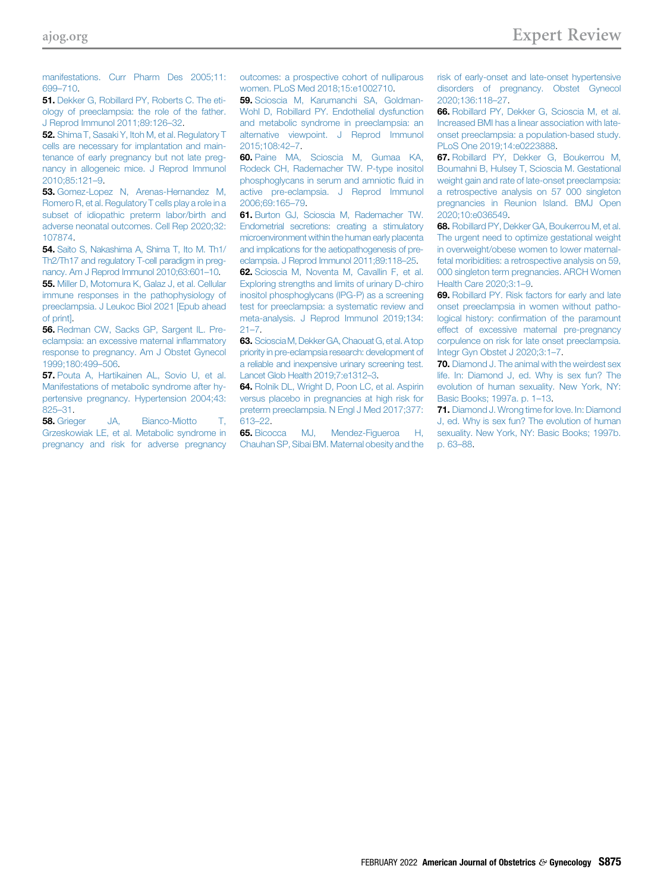manifestations. Curr Pharm Des 2005;11: 699–710.

**51.** Dekker G, Robillard PY, Roberts C. The etiology of preeclampsia: the role of the father. J Reprod Immunol 2011;89:126–32.

**52.** Shima T, Sasaki Y, Itoh M, et al. Regulatory T cells are necessary for implantation and maintenance of early pregnancy but not late pregnancy in allogeneic mice. J Reprod Immunol 2010;85:121–9.

**53.** Gomez-Lopez N, Arenas-Hernandez M, Romero R, et al. Regulatory T cells play a role in a subset of idiopathic preterm labor/birth and adverse neonatal outcomes. Cell Rep 2020;32: 107874.

**54.** Saito S, Nakashima A, Shima T, Ito M. Th1/Th2/Th17 and regulatory T-cell paradigm in pregnancy. Am J Reprod Immunol 2010;63:601–10.

**55.** Miller D, Motomura K, Galaz J, et al. Cellular immune responses in the pathophysiology of preeclampsia. J Leukoc Biol 2021 [Epub ahead of print].

**56.** Redman CW, Sacks GP, Sargent IL. Preeclampsia: an excessive maternal inflammatory response to pregnancy. Am J Obstet Gynecol 1999;180:499–506.

**57.** Pouta A, Hartikainen AL, Sovio U, et al. Manifestations of metabolic syndrome after hypertensive pregnancy. Hypertension 2004;43: 825–31.

**58.** Grieger JA, Bianco-Miotto T, Grzeskowiak LE, et al. Metabolic syndrome in pregnancy and risk for adverse pregnancy outcomes: a prospective cohort of nulliparous women. PLoS Med 2018;15:e1002710.

**59.** Scioscia M, Karumanchi SA, Goldman-Wohl D, Robillard PY. Endothelial dysfunction and metabolic syndrome in preeclampsia: an alternative viewpoint. J Reprod Immunol 2015;108:42–7.

**60.** Paine MA, Scioscia M, Gumaa KA, Rodeck CH, Rademacher TW. P-type inositol phosphoglycans in serum and amniotic fluid in active pre-eclampsia. J Reprod Immunol 2006;69:165–79.

**61.** Burton GJ, Scioscia M, Rademacher TW. Endometrial secretions: creating a stimulatory microenvironment within the human early placenta and implications for the aetiopathogenesis of preeclampsia. J Reprod Immunol 2011;89:118–25.

**62.** Scioscia M, Noventa M, Cavallin F, et al. Exploring strengths and limits of urinary D-chiro inositol phosphoglycans (IPG-P) as a screening test for preeclampsia: a systematic review and meta-analysis. J Reprod Immunol 2019;134: 21–7.

**63.** Scioscia M, Dekker GA, Chaouat G, et al. A top priority in pre-eclampsia research: development of a reliable and inexpensive urinary screening test. Lancet Glob Health 2019;7:e1312–3.

**64.** Rolnik DL, Wright D, Poon LC, et al. Aspirin versus placebo in pregnancies at high risk for preterm preeclampsia. N Engl J Med 2017;377: 613–22.

**65.** Bicocca MJ, Mendez-Figueroa H, Chauhan SP, Sibai BM. Maternal obesity and the risk of early-onset and late-onset hypertensive disorders of pregnancy. Obstet Gynecol 2020;136:118–27.

**66.** Robillard PY, Dekker G, Scioscia M, et al. Increased BMI has a linear association with late-onset preeclampsia: a population-based study. PLoS One 2019;14:e0223888.

**67.** Robillard PY, Dekker G, Boukerrou M, Boumahni B, Hulsey T, Scioscia M. Gestational weight gain and rate of late-onset preeclampsia: a retrospective analysis on 57 000 singleton pregnancies in Reunion Island. BMJ Open 2020;10:e036549.

**68.** Robillard PY, Dekker GA, Boukerrou M, et al. The urgent need to optimize gestational weight in overweight/obese women to lower maternal-fetal moribidities: a retrospective analysis on 59, 000 singleton term pregnancies. ARCH Women Health Care 2020;3:1–9.

**69.** Robillard PY. Risk factors for early and late onset preeclampsia in women without pathological history: confirmation of the paramount effect of excessive maternal pre-pregnancy corpulence on risk for late onset preeclampsia. Integr Gyn Obstet J 2020;3:1–7.

**70.** Diamond J. The animal with the weirdest sex life. In: Diamond J, ed. Why is sex fun? The evolution of human sexuality. New York, NY: Basic Books; 1997a. p. 1–13.

**71.** Diamond J. Wrong time for love. In: Diamond J, ed. Why is sex fun? The evolution of human sexuality. New York, NY: Basic Books; 1997b. p. 63–88.